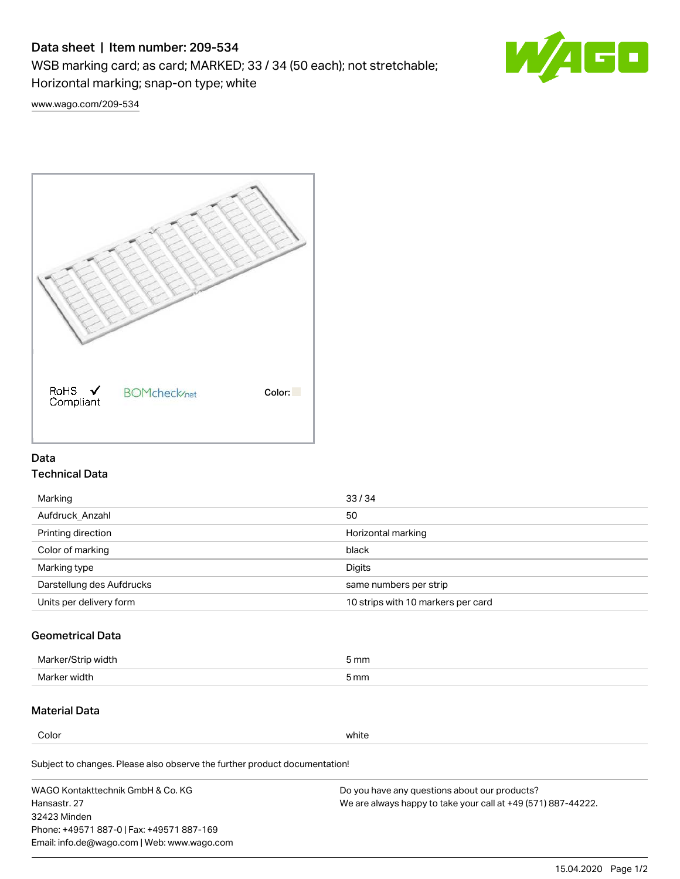# Data sheet | Item number: 209-534

WSB marking card; as card; MARKED; 33 / 34 (50 each); not stretchable; Horizontal marking; snap-on type; white

www.wago.com/209-534

RoHS Compliant

BOMcheck.net

Color:

## Data

### Technical Data

| | |
|---|---|
| Marking | 33 / 34 |
| Aufdruck_Anzahl | 50 |
| Printing direction | Horizontal marking |
| Color of marking | black |
| Marking type | Digits |
| Darstellung des Aufdrucks | same numbers per strip |
| Units per delivery form | 10 strips with 10 markers per card |

### Geometrical Data

| | |
|---|---|
| Marker/Strip width | 5 mm |
| Marker width | 5 mm |

### Material Data

| | |
|---|---|
| Color | white |

Subject to changes. Please also observe the further product documentation!

WAGO Kontakttechnik GmbH & Co. KG
Hansastr. 27
32423 Minden
Phone: +49571 887-0 | Fax: +49571 887-169
Email: info.de@wago.com | Web: www.wago.com

Do you have any questions about our products?
We are always happy to take your call at +49 (571) 887-44222.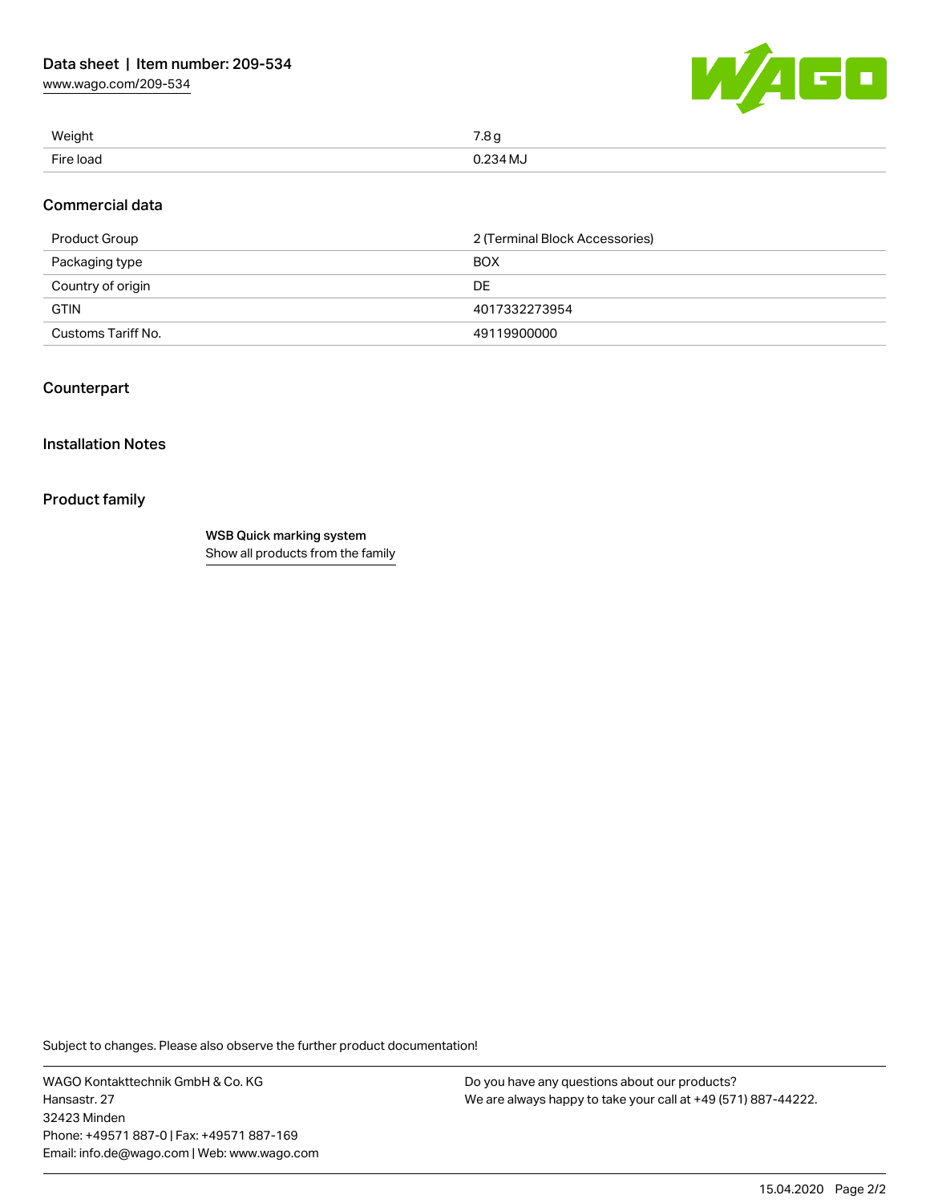| | |
|---|---|
| Weight | 7.8 g |
| Fire load | 0.234 MJ |

## Commercial data

| | |
|---|---|
| Product Group | 2 (Terminal Block Accessories) |
| Packaging type | BOX |
| Country of origin | DE |
| GTIN | 4017332273954 |
| Customs Tariff No. | 49119900000 |

## Counterpart

## Installation Notes

## Product family

**WSB Quick marking system**
Show all products from the family

Subject to changes. Please also observe the further product documentation!

WAGO Kontakttechnik GmbH & Co. KG
Hansastr. 27
32423 Minden
Phone: +49571 887-0 | Fax: +49571 887-169
Email: info.de@wago.com | Web: www.wago.com

Do you have any questions about our products?
We are always happy to take your call at +49 (571) 887-44222.

15.04.2020